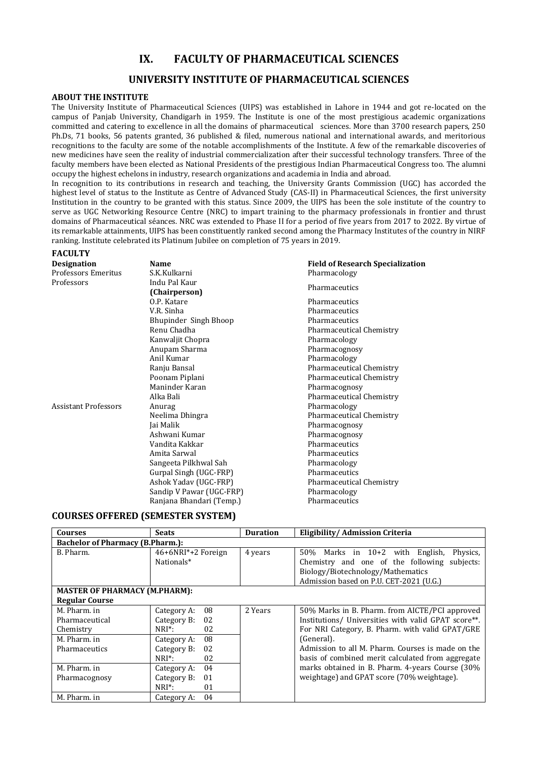# IX. FACULTY OF PHARMACEUTICAL SCIENCES

## UNIVERSITY INSTITUTE OF PHARMACEUTICAL SCIENCES

### ABOUT THE INSTITUTE

The University Institute of Pharmaceutical Sciences (UIPS) was established in Lahore in 1944 and got re-located on the campus of Panjab University, Chandigarh in 1959. The Institute is one of the most prestigious academic organizations committed and catering to excellence in all the domains of pharmaceutical sciences. More than 3700 research papers, 250 Ph.Ds, 71 books, 56 patents granted, 36 published & filed, numerous national and international awards, and meritorious recognitions to the faculty are some of the notable accomplishments of the Institute. A few of the remarkable discoveries of new medicines have seen the reality of industrial commercialization after their successful technology transfers. Three of the faculty members have been elected as National Presidents of the prestigious Indian Pharmaceutical Congress too. The alumni occupy the highest echelons in industry, research organizations and academia in India and abroad.

In recognition to its contributions in research and teaching, the University Grants Commission (UGC) has accorded the highest level of status to the Institute as Centre of Advanced Study (CAS-II) in Pharmaceutical Sciences, the first university Institution in the country to be granted with this status. Since 2009, the UIPS has been the sole institute of the country to serve as UGC Networking Resource Centre (NRC) to impart training to the pharmacy professionals in frontier and thrust domains of Pharmaceutical séances. NRC was extended to Phase II for a period of five years from 2017 to 2022. By virtue of its remarkable attainments, UIPS has been constituently ranked second among the Pharmacy Institutes of the country in NIRF ranking. Institute celebrated its Platinum Jubilee on completion of 75 years in 2019.

### FACULTY

| Designation | Name | Field of Research Specialization |
|---|---|---|
| Professors Emeritus | S.K.Kulkarni | Pharmacology |
| Professors | Indu Pal Kaur **(Chairperson)** | Pharmaceutics |
| | O.P. Katare | Pharmaceutics |
| | V.R. Sinha | Pharmaceutics |
| | Bhupinder Singh Bhoop | Pharmaceutics |
| | Renu Chadha | Pharmaceutical Chemistry |
| | Kanwaljit Chopra | Pharmacology |
| | Anupam Sharma | Pharmacognosy |
| | Anil Kumar | Pharmacology |
| | Ranju Bansal | Pharmaceutical Chemistry |
| | Poonam Piplani | Pharmaceutical Chemistry |
| | Maninder Karan | Pharmacognosy |
| | Alka Bali | Pharmaceutical Chemistry |
| Assistant Professors | Anurag | Pharmacology |
| | Neelima Dhingra | Pharmaceutical Chemistry |
| | Jai Malik | Pharmacognosy |
| | Ashwani Kumar | Pharmacognosy |
| | Vandita Kakkar | Pharmaceutics |
| | Amita Sarwal | Pharmaceutics |
| | Sangeeta Pilkhwal Sah | Pharmacology |
| | Gurpal Singh (UGC-FRP) | Pharmaceutics |
| | Ashok Yadav (UGC-FRP) | Pharmaceutical Chemistry |
| | Sandip V Pawar (UGC-FRP) | Pharmacology |
| | Ranjana Bhandari (Temp.) | Pharmaceutics |

## COURSES OFFERED (SEMESTER SYSTEM)

| Courses | Seats | Duration | Eligibility/ Admission Criteria |
|---|---|---|---|
| **Bachelor of Pharmacy (B.Pharm.):** | | | |
| B. Pharm. | 46+6NRI*+2 Foreign Nationals* | 4 years | 50% Marks in 10+2 with English, Physics, Chemistry and one of the following subjects: Biology/Biotechnology/Mathematics<br>Admission based on P.U. CET-2021 (U.G.) |
| **MASTER OF PHARMACY (M.PHARM):** | | | |
| **Regular Course** | | | |
| M. Pharm. in Pharmaceutical Chemistry | Category A: 08<br>Category B: 02<br>NRI*: 02 | 2 Years | 50% Marks in B. Pharm. from AICTE/PCI approved Institutions/ Universities with valid GPAT score**. For NRI Category, B. Pharm. with valid GPAT/GRE (General).<br>Admission to all M. Pharm. Courses is made on the basis of combined merit calculated from aggregate marks obtained in B. Pharm. 4-years Course (30% weightage) and GPAT score (70% weightage). |
| M. Pharm. in Pharmaceutics | Category A: 08<br>Category B: 02<br>NRI*: 02 | | |
| M. Pharm. in Pharmacognosy | Category A: 04<br>Category B: 01<br>NRI*: 01 | | |
| M. Pharm. in | Category A: 04 | | |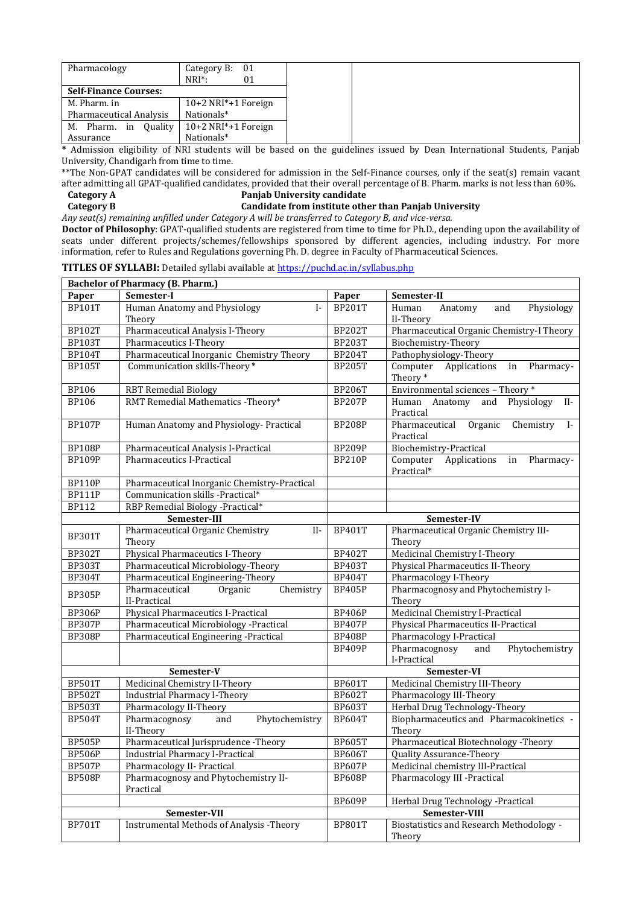| Pharmacology | Category B: 01<br>NRI*: 01 | | |
|---|---|---|---|
| **Self-Finance Courses:** | | | |
| M. Pharm. in Pharmaceutical Analysis | 10+2 NRI*+1 Foreign Nationals* | | |
| M. Pharm. in Quality Assurance | 10+2 NRI*+1 Foreign Nationals* | | |

\* Admission eligibility of NRI students will be based on the guidelines issued by Dean International Students, Panjab University, Chandigarh from time to time.

**The Non-GPAT candidates will be considered for admission in the Self-Finance courses, only if the seat(s) remain vacant after admitting all GPAT-qualified candidates, provided that their overall percentage of B. Pharm. marks is not less than 60%.

**Category A** — **Panjab University candidate**

**Category B** — **Candidate from institute other than Panjab University**

*Any seat(s) remaining unfilled under Category A will be transferred to Category B, and vice-versa.*

**Doctor of Philosophy**: GPAT-qualified students are registered from time to time for Ph.D., depending upon the availability of seats under different projects/schemes/fellowships sponsored by different agencies, including industry. For more information, refer to Rules and Regulations governing Ph. D. degree in Faculty of Pharmaceutical Sciences.

**TITLES OF SYLLABI:** Detailed syllabi available at https://puchd.ac.in/syllabus.php

| **Bachelor of Pharmacy (B. Pharm.)** | | | |
|---|---|---|---|
| **Paper** | **Semester-I** | **Paper** | **Semester-II** |
| BP101T | Human Anatomy and Physiology I-Theory | BP201T | Human Anatomy and Physiology II-Theory |
| BP102T | Pharmaceutical Analysis I-Theory | BP202T | Pharmaceutical Organic Chemistry-I Theory |
| BP103T | Pharmaceutics I-Theory | BP203T | Biochemistry-Theory |
| BP104T | Pharmaceutical Inorganic Chemistry Theory | BP204T | Pathophysiology-Theory |
| BP105T | Communication skills-Theory * | BP205T | Computer Applications in Pharmacy-Theory * |
| BP106 | RBT Remedial Biology | BP206T | Environmental sciences – Theory * |
| BP106 | RMT Remedial Mathematics -Theory* | BP207P | Human Anatomy and Physiology II-Practical |
| BP107P | Human Anatomy and Physiology- Practical | BP208P | Pharmaceutical Organic Chemistry I-Practical |
| BP108P | Pharmaceutical Analysis I-Practical | BP209P | Biochemistry-Practical |
| BP109P | Pharmaceutics I-Practical | BP210P | Computer Applications in Pharmacy-Practical* |
| BP110P | Pharmaceutical Inorganic Chemistry-Practical | | |
| BP111P | Communication skills -Practical* | | |
| BP112 | RBP Remedial Biology -Practical* | | |
| **Semester-III** | | **Semester-IV** | |
| BP301T | Pharmaceutical Organic Chemistry II-Theory | BP401T | Pharmaceutical Organic Chemistry III-Theory |
| BP302T | Physical Pharmaceutics I-Theory | BP402T | Medicinal Chemistry I-Theory |
| BP303T | Pharmaceutical Microbiology-Theory | BP403T | Physical Pharmaceutics II-Theory |
| BP304T | Pharmaceutical Engineering-Theory | BP404T | Pharmacology I-Theory |
| BP305P | Pharmaceutical Organic Chemistry II-Practical | BP405P | Pharmacognosy and Phytochemistry I-Theory |
| BP306P | Physical Pharmaceutics I-Practical | BP406P | Medicinal Chemistry I-Practical |
| BP307P | Pharmaceutical Microbiology -Practical | BP407P | Physical Pharmaceutics II-Practical |
| BP308P | Pharmaceutical Engineering -Practical | BP408P | Pharmacology I-Practical |
| | | BP409P | Pharmacognosy and Phytochemistry I-Practical |
| **Semester-V** | | **Semester-VI** | |
| BP501T | Medicinal Chemistry II-Theory | BP601T | Medicinal Chemistry III-Theory |
| BP502T | Industrial Pharmacy I-Theory | BP602T | Pharmacology III-Theory |
| BP503T | Pharmacology II-Theory | BP603T | Herbal Drug Technology-Theory |
| BP504T | Pharmacognosy and Phytochemistry II-Theory | BP604T | Biopharmaceutics and Pharmacokinetics - Theory |
| BP505P | Pharmaceutical Jurisprudence -Theory | BP605T | Pharmaceutical Biotechnology -Theory |
| BP506P | Industrial Pharmacy I-Practical | BP606T | Quality Assurance-Theory |
| BP507P | Pharmacology II- Practical | BP607P | Medicinal chemistry III-Practical |
| BP508P | Pharmacognosy and Phytochemistry II-Practical | BP608P | Pharmacology III -Practical |
| | | BP609P | Herbal Drug Technology -Practical |
| **Semester-VII** | | **Semester-VIII** | |
| BP701T | Instrumental Methods of Analysis -Theory | BP801T | Biostatistics and Research Methodology - Theory |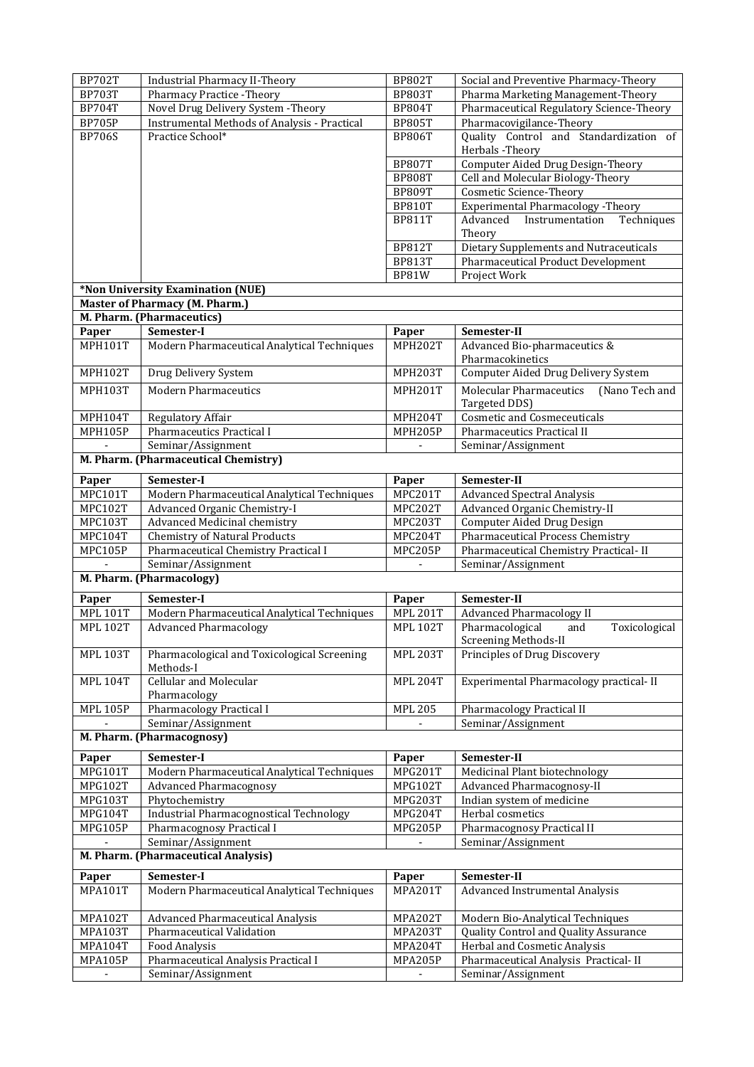| | | | |
|---|---|---|---|
| BP702T | Industrial Pharmacy II-Theory | BP802T | Social and Preventive Pharmacy-Theory |
| BP703T | Pharmacy Practice -Theory | BP803T | Pharma Marketing Management-Theory |
| BP704T | Novel Drug Delivery System -Theory | BP804T | Pharmaceutical Regulatory Science-Theory |
| BP705P | Instrumental Methods of Analysis - Practical | BP805T | Pharmacovigilance-Theory |
| BP706S | Practice School* | BP806T | Quality Control and Standardization of Herbals -Theory |
| | | BP807T | Computer Aided Drug Design-Theory |
| | | BP808T | Cell and Molecular Biology-Theory |
| | | BP809T | Cosmetic Science-Theory |
| | | BP810T | Experimental Pharmacology -Theory |
| | | BP811T | Advanced Instrumentation Techniques Theory |
| | | BP812T | Dietary Supplements and Nutraceuticals |
| | | BP813T | Pharmaceutical Product Development |
| | | BP81W | Project Work |

**\*Non University Examination (NUE)**

**Master of Pharmacy (M. Pharm.)**

**M. Pharm. (Pharmaceutics)**

| Paper | Semester-I | Paper | Semester-II |
|---|---|---|---|
| MPH101T | Modern Pharmaceutical Analytical Techniques | MPH202T | Advanced Bio-pharmaceutics & Pharmacokinetics |
| MPH102T | Drug Delivery System | MPH203T | Computer Aided Drug Delivery System |
| MPH103T | Modern Pharmaceutics | MPH201T | Molecular Pharmaceutics (Nano Tech and Targeted DDS) |
| MPH104T | Regulatory Affair | MPH204T | Cosmetic and Cosmeceuticals |
| MPH105P | Pharmaceutics Practical I | MPH205P | Pharmaceutics Practical II |
| - | Seminar/Assignment | - | Seminar/Assignment |

**M. Pharm. (Pharmaceutical Chemistry)**

| Paper | Semester-I | Paper | Semester-II |
|---|---|---|---|
| MPC101T | Modern Pharmaceutical Analytical Techniques | MPC201T | Advanced Spectral Analysis |
| MPC102T | Advanced Organic Chemistry-I | MPC202T | Advanced Organic Chemistry-II |
| MPC103T | Advanced Medicinal chemistry | MPC203T | Computer Aided Drug Design |
| MPC104T | Chemistry of Natural Products | MPC204T | Pharmaceutical Process Chemistry |
| MPC105P | Pharmaceutical Chemistry Practical I | MPC205P | Pharmaceutical Chemistry Practical- II |
| - | Seminar/Assignment | - | Seminar/Assignment |

**M. Pharm. (Pharmacology)**

| Paper | Semester-I | Paper | Semester-II |
|---|---|---|---|
| MPL 101T | Modern Pharmaceutical Analytical Techniques | MPL 201T | Advanced Pharmacology II |
| MPL 102T | Advanced Pharmacology | MPL 102T | Pharmacological and Toxicological Screening Methods-II |
| MPL 103T | Pharmacological and Toxicological Screening Methods-I | MPL 203T | Principles of Drug Discovery |
| MPL 104T | Cellular and Molecular Pharmacology | MPL 204T | Experimental Pharmacology practical- II |
| MPL 105P | Pharmacology Practical I | MPL 205 | Pharmacology Practical II |
| - | Seminar/Assignment | - | Seminar/Assignment |

**M. Pharm. (Pharmacognosy)**

| Paper | Semester-I | Paper | Semester-II |
|---|---|---|---|
| MPG101T | Modern Pharmaceutical Analytical Techniques | MPG201T | Medicinal Plant biotechnology |
| MPG102T | Advanced Pharmacognosy | MPG102T | Advanced Pharmacognosy-II |
| MPG103T | Phytochemistry | MPG203T | Indian system of medicine |
| MPG104T | Industrial Pharmacognostical Technology | MPG204T | Herbal cosmetics |
| MPG105P | Pharmacognosy Practical I | MPG205P | Pharmacognosy Practical II |
| - | Seminar/Assignment | - | Seminar/Assignment |

**M. Pharm. (Pharmaceutical Analysis)**

| Paper | Semester-I | Paper | Semester-II |
|---|---|---|---|
| MPA101T | Modern Pharmaceutical Analytical Techniques | MPA201T | Advanced Instrumental Analysis |
| MPA102T | Advanced Pharmaceutical Analysis | MPA202T | Modern Bio-Analytical Techniques |
| MPA103T | Pharmaceutical Validation | MPA203T | Quality Control and Quality Assurance |
| MPA104T | Food Analysis | MPA204T | Herbal and Cosmetic Analysis |
| MPA105P | Pharmaceutical Analysis Practical I | MPA205P | Pharmaceutical Analysis Practical- II |
| - | Seminar/Assignment | - | Seminar/Assignment |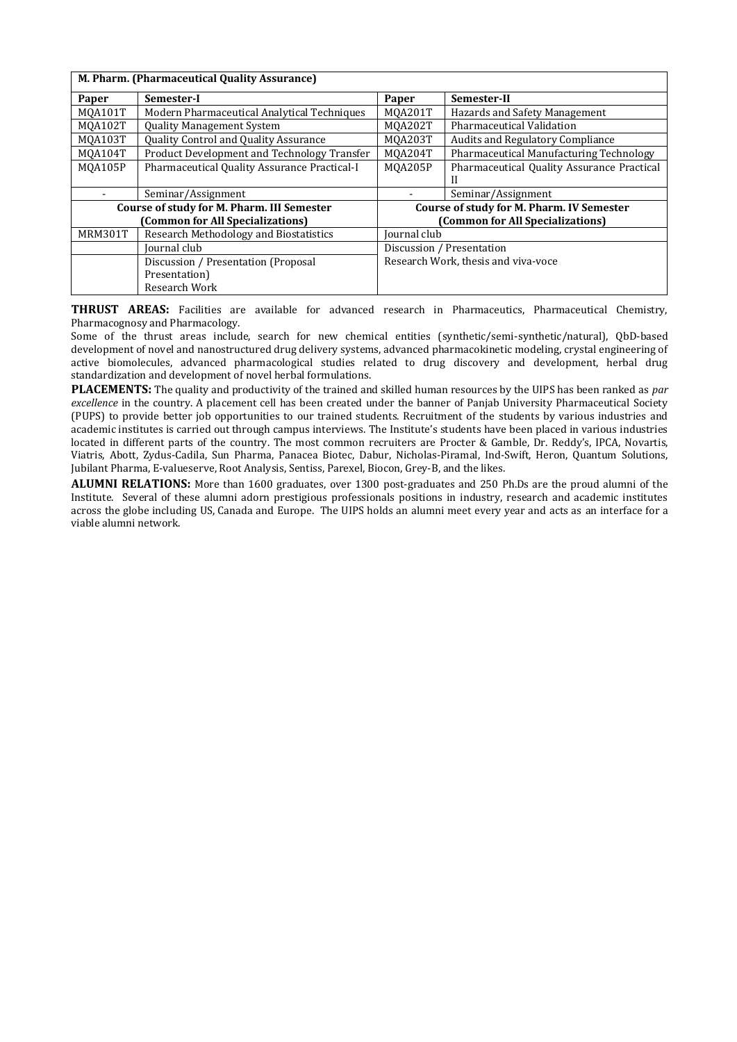| M. Pharm. (Pharmaceutical Quality Assurance) | | | |
|---|---|---|---|
| **Paper** | **Semester-I** | **Paper** | **Semester-II** |
| MQA101T | Modern Pharmaceutical Analytical Techniques | MQA201T | Hazards and Safety Management |
| MQA102T | Quality Management System | MQA202T | Pharmaceutical Validation |
| MQA103T | Quality Control and Quality Assurance | MQA203T | Audits and Regulatory Compliance |
| MQA104T | Product Development and Technology Transfer | MQA204T | Pharmaceutical Manufacturing Technology |
| MQA105P | Pharmaceutical Quality Assurance Practical-I | MQA205P | Pharmaceutical Quality Assurance Practical II |
| - | Seminar/Assignment | - | Seminar/Assignment |
| **Course of study for M. Pharm. III Semester (Common for All Specializations)** | | **Course of study for M. Pharm. IV Semester (Common for All Specializations)** | |
| MRM301T | Research Methodology and Biostatistics | Journal club | |
| | Journal club | Discussion / Presentation | |
| | Discussion / Presentation (Proposal Presentation) | Research Work, thesis and viva-voce | |
| | Research Work | | |

**THRUST AREAS:** Facilities are available for advanced research in Pharmaceutics, Pharmaceutical Chemistry, Pharmacognosy and Pharmacology.

Some of the thrust areas include, search for new chemical entities (synthetic/semi-synthetic/natural), QbD-based development of novel and nanostructured drug delivery systems, advanced pharmacokinetic modeling, crystal engineering of active biomolecules, advanced pharmacological studies related to drug discovery and development, herbal drug standardization and development of novel herbal formulations.

**PLACEMENTS:** The quality and productivity of the trained and skilled human resources by the UIPS has been ranked as *par excellence* in the country. A placement cell has been created under the banner of Panjab University Pharmaceutical Society (PUPS) to provide better job opportunities to our trained students. Recruitment of the students by various industries and academic institutes is carried out through campus interviews. The Institute's students have been placed in various industries located in different parts of the country. The most common recruiters are Procter & Gamble, Dr. Reddy's, IPCA, Novartis, Viatris, Abott, Zydus-Cadila, Sun Pharma, Panacea Biotec, Dabur, Nicholas-Piramal, Ind-Swift, Heron, Quantum Solutions, Jubilant Pharma, E-valueserve, Root Analysis, Sentiss, Parexel, Biocon, Grey-B, and the likes.

**ALUMNI RELATIONS:** More than 1600 graduates, over 1300 post-graduates and 250 Ph.Ds are the proud alumni of the Institute. Several of these alumni adorn prestigious professionals positions in industry, research and academic institutes across the globe including US, Canada and Europe. The UIPS holds an alumni meet every year and acts as an interface for a viable alumni network.